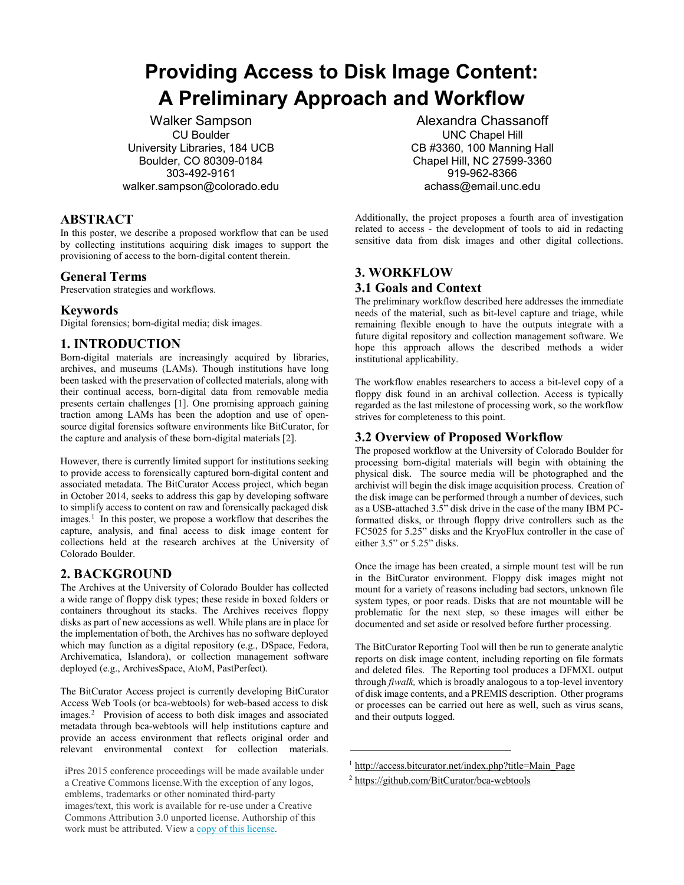# Providing Access to Disk Image Content: A Preliminary Approach and Workflow

Walker Sampson
CU Boulder
University Libraries, 184 UCB
Boulder, CO 80309-0184
303-492-9161
walker.sampson@colorado.edu

Alexandra Chassanoff
UNC Chapel Hill
CB #3360, 100 Manning Hall
Chapel Hill, NC 27599-3360
919-962-8366
achass@email.unc.edu

## ABSTRACT

In this poster, we describe a proposed workflow that can be used by collecting institutions acquiring disk images to support the provisioning of access to the born-digital content therein.

### General Terms

Preservation strategies and workflows.

### Keywords

Digital forensics; born-digital media; disk images.

## 1. INTRODUCTION

Born-digital materials are increasingly acquired by libraries, archives, and museums (LAMs). Though institutions have long been tasked with the preservation of collected materials, along with their continual access, born-digital data from removable media presents certain challenges [1]. One promising approach gaining traction among LAMs has been the adoption and use of open-source digital forensics software environments like BitCurator, for the capture and analysis of these born-digital materials [2].

However, there is currently limited support for institutions seeking to provide access to forensically captured born-digital content and associated metadata. The BitCurator Access project, which began in October 2014, seeks to address this gap by developing software to simplify access to content on raw and forensically packaged disk images.[1] In this poster, we propose a workflow that describes the capture, analysis, and final access to disk image content for collections held at the research archives at the University of Colorado Boulder.

## 2. BACKGROUND

The Archives at the University of Colorado Boulder has collected a wide range of floppy disk types; these reside in boxed folders or containers throughout its stacks. The Archives receives floppy disks as part of new accessions as well. While plans are in place for the implementation of both, the Archives has no software deployed which may function as a digital repository (e.g., DSpace, Fedora, Archivematica, Islandora), or collection management software deployed (e.g., ArchivesSpace, AtoM, PastPerfect).

The BitCurator Access project is currently developing BitCurator Access Web Tools (or bca-webtools) for web-based access to disk images.[2] Provision of access to both disk images and associated metadata through bca-webtools will help institutions capture and provide an access environment that reflects original order and relevant environmental context for collection materials.

Additionally, the project proposes a fourth area of investigation related to access - the development of tools to aid in redacting sensitive data from disk images and other digital collections.

## 3. WORKFLOW

### 3.1 Goals and Context

The preliminary workflow described here addresses the immediate needs of the material, such as bit-level capture and triage, while remaining flexible enough to have the outputs integrate with a future digital repository and collection management software. We hope this approach allows the described methods a wider institutional applicability.

The workflow enables researchers to access a bit-level copy of a floppy disk found in an archival collection. Access is typically regarded as the last milestone of processing work, so the workflow strives for completeness to this point.

### 3.2 Overview of Proposed Workflow

The proposed workflow at the University of Colorado Boulder for processing born-digital materials will begin with obtaining the physical disk. The source media will be photographed and the archivist will begin the disk image acquisition process. Creation of the disk image can be performed through a number of devices, such as a USB-attached 3.5" disk drive in the case of the many IBM PC-formatted disks, or through floppy drive controllers such as the FC5025 for 5.25" disks and the KryoFlux controller in the case of either 3.5" or 5.25" disks.

Once the image has been created, a simple mount test will be run in the BitCurator environment. Floppy disk images might not mount for a variety of reasons including bad sectors, unknown file system types, or poor reads. Disks that are not mountable will be problematic for the next step, so these images will either be documented and set aside or resolved before further processing.

The BitCurator Reporting Tool will then be run to generate analytic reports on disk image content, including reporting on file formats and deleted files. The Reporting tool produces a DFMXL output through *fiwalk,* which is broadly analogous to a top-level inventory of disk image contents, and a PREMIS description. Other programs or processes can be carried out here as well, such as virus scans, and their outputs logged.

iPres 2015 conference proceedings will be made available under a Creative Commons license.With the exception of any logos, emblems, trademarks or other nominated third-party images/text, this work is available for re-use under a Creative Commons Attribution 3.0 unported license. Authorship of this work must be attributed. View a copy of this license.

[1] http://access.bitcurator.net/index.php?title=Main_Page

[2] https://github.com/BitCurator/bca-webtools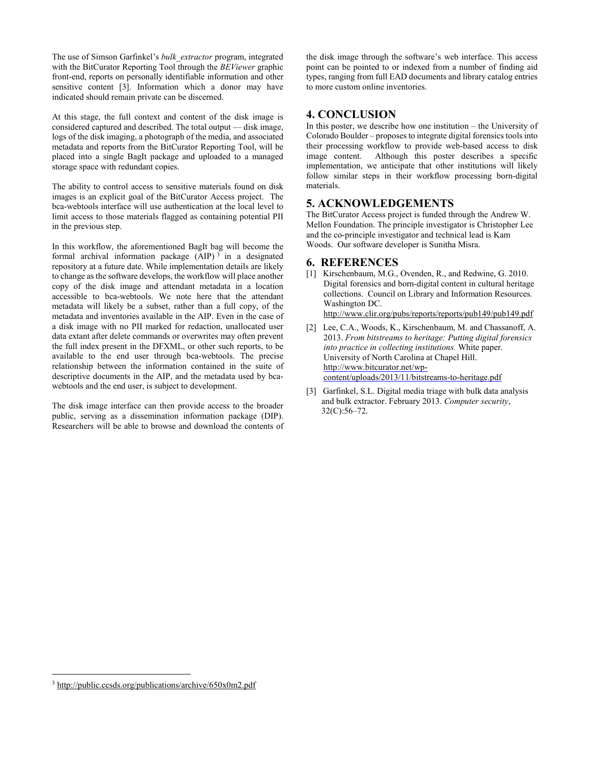The use of Simson Garfinkel's *bulk_extractor* program, integrated with the BitCurator Reporting Tool through the *BEViewer* graphic front-end, reports on personally identifiable information and other sensitive content [3]. Information which a donor may have indicated should remain private can be discerned.

At this stage, the full context and content of the disk image is considered captured and described. The total output — disk image, logs of the disk imaging, a photograph of the media, and associated metadata and reports from the BitCurator Reporting Tool, will be placed into a single BagIt package and uploaded to a managed storage space with redundant copies.

The ability to control access to sensitive materials found on disk images is an explicit goal of the BitCurator Access project. The bca-webtools interface will use authentication at the local level to limit access to those materials flagged as containing potential PII in the previous step.

In this workflow, the aforementioned BagIt bag will become the formal archival information package (AIP) [3] in a designated repository at a future date. While implementation details are likely to change as the software develops, the workflow will place another copy of the disk image and attendant metadata in a location accessible to bca-webtools. We note here that the attendant metadata will likely be a subset, rather than a full copy, of the metadata and inventories available in the AIP. Even in the case of a disk image with no PII marked for redaction, unallocated user data extant after delete commands or overwrites may often prevent the full index present in the DFXML, or other such reports, to be available to the end user through bca-webtools. The precise relationship between the information contained in the suite of descriptive documents in the AIP, and the metadata used by bca-webtools and the end user, is subject to development.

The disk image interface can then provide access to the broader public, serving as a dissemination information package (DIP). Researchers will be able to browse and download the contents of the disk image through the software's web interface. This access point can be pointed to or indexed from a number of finding aid types, ranging from full EAD documents and library catalog entries to more custom online inventories.

## 4. CONCLUSION

In this poster, we describe how one institution – the University of Colorado Boulder – proposes to integrate digital forensics tools into their processing workflow to provide web-based access to disk image content. Although this poster describes a specific implementation, we anticipate that other institutions will likely follow similar steps in their workflow processing born-digital materials.

## 5. ACKNOWLEDGEMENTS

The BitCurator Access project is funded through the Andrew W. Mellon Foundation. The principle investigator is Christopher Lee and the co-principle investigator and technical lead is Kam Woods. Our software developer is Sunitha Misra.

## 6. REFERENCES

[1] Kirschenbaum, M.G., Ovenden, R., and Redwine, G. 2010. Digital forensics and born-digital content in cultural heritage collections. Council on Library and Information Resources. Washington DC. http://www.clir.org/pubs/reports/reports/pub149/pub149.pdf

[2] Lee, C.A., Woods, K., Kirschenbaum, M. and Chassanoff, A. 2013. *From bitstreams to heritage: Putting digital forensics into practice in collecting institutions.* White paper. University of North Carolina at Chapel Hill. http://www.bitcurator.net/wp-content/uploads/2013/11/bitstreams-to-heritage.pdf

[3] Garfinkel, S.L. Digital media triage with bulk data analysis and bulk extractor. February 2013. *Computer security*, 32(C):56–72.

[3] http://public.ccsds.org/publications/archive/650x0m2.pdf